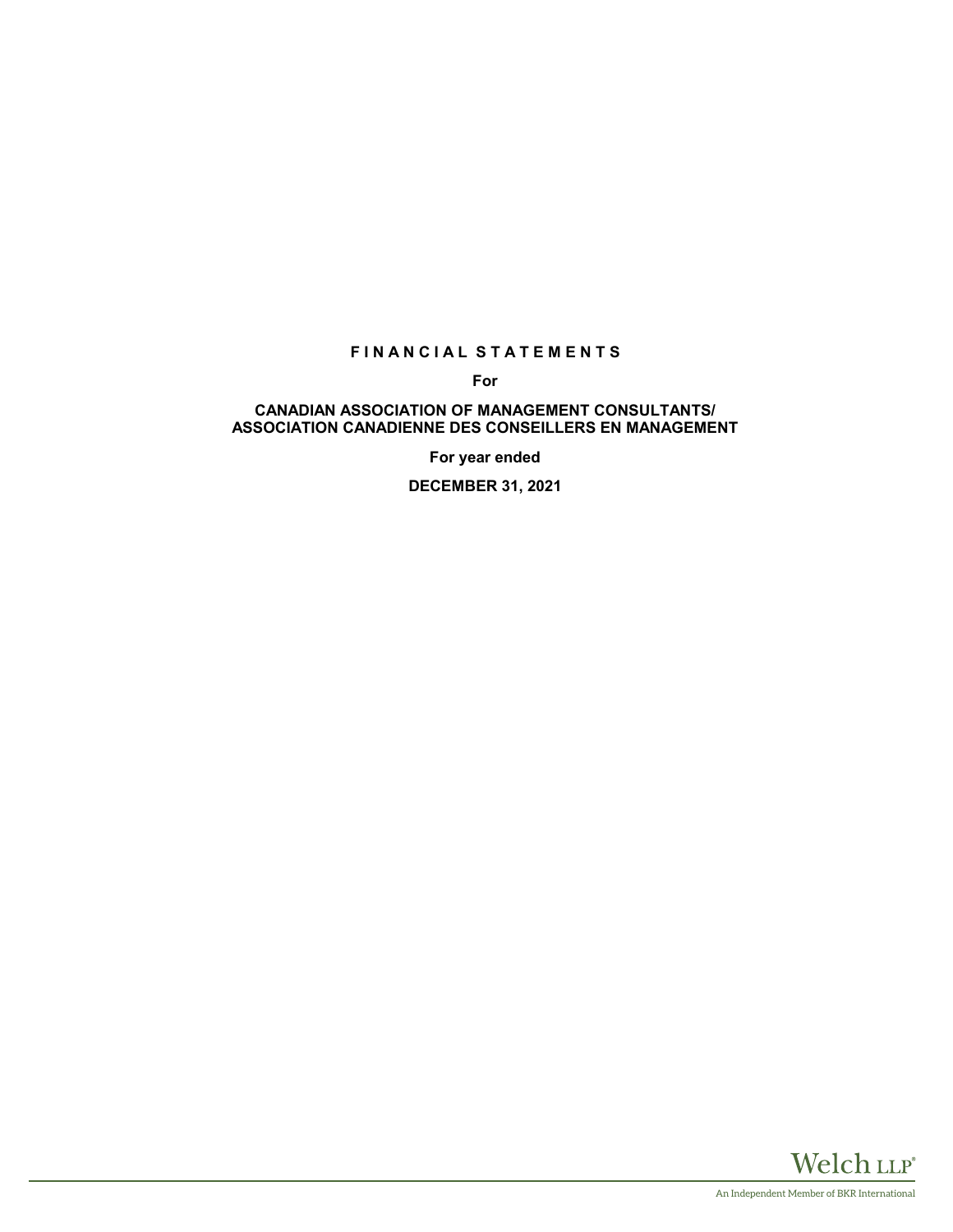# FINANCIAL STATEMENTS

**For**

**CANADIAN ASSOCIATION OF MANAGEMENT CONSULTANTS/
ASSOCIATION CANADIENNE DES CONSEILLERS EN MANAGEMENT**

**For year ended**

**DECEMBER 31, 2021**

Welch LLP®

An Independent Member of BKR International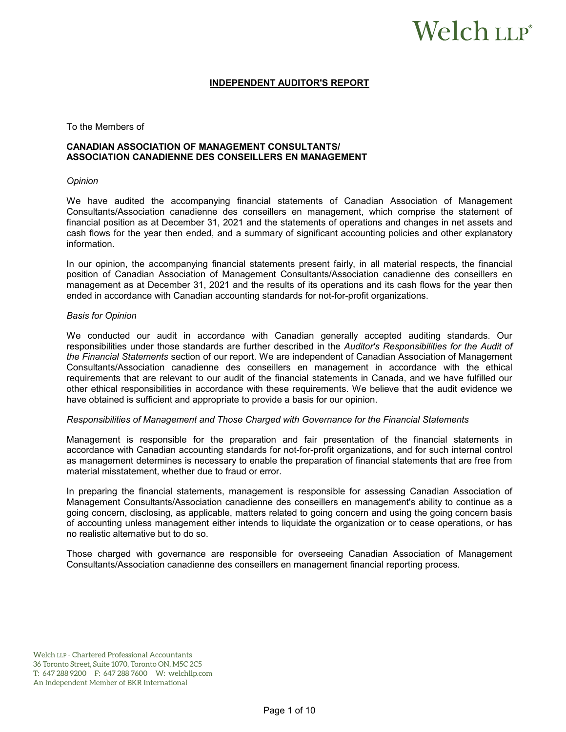Welch LLP®

## INDEPENDENT AUDITOR'S REPORT

To the Members of

**CANADIAN ASSOCIATION OF MANAGEMENT CONSULTANTS/ ASSOCIATION CANADIENNE DES CONSEILLERS EN MANAGEMENT**

*Opinion*

We have audited the accompanying financial statements of Canadian Association of Management Consultants/Association canadienne des conseillers en management, which comprise the statement of financial position as at December 31, 2021 and the statements of operations and changes in net assets and cash flows for the year then ended, and a summary of significant accounting policies and other explanatory information.

In our opinion, the accompanying financial statements present fairly, in all material respects, the financial position of Canadian Association of Management Consultants/Association canadienne des conseillers en management as at December 31, 2021 and the results of its operations and its cash flows for the year then ended in accordance with Canadian accounting standards for not-for-profit organizations.

*Basis for Opinion*

We conducted our audit in accordance with Canadian generally accepted auditing standards. Our responsibilities under those standards are further described in the *Auditor's Responsibilities for the Audit of the Financial Statements* section of our report. We are independent of Canadian Association of Management Consultants/Association canadienne des conseillers en management in accordance with the ethical requirements that are relevant to our audit of the financial statements in Canada, and we have fulfilled our other ethical responsibilities in accordance with these requirements. We believe that the audit evidence we have obtained is sufficient and appropriate to provide a basis for our opinion.

*Responsibilities of Management and Those Charged with Governance for the Financial Statements*

Management is responsible for the preparation and fair presentation of the financial statements in accordance with Canadian accounting standards for not-for-profit organizations, and for such internal control as management determines is necessary to enable the preparation of financial statements that are free from material misstatement, whether due to fraud or error.

In preparing the financial statements, management is responsible for assessing Canadian Association of Management Consultants/Association canadienne des conseillers en management's ability to continue as a going concern, disclosing, as applicable, matters related to going concern and using the going concern basis of accounting unless management either intends to liquidate the organization or to cease operations, or has no realistic alternative but to do so.

Those charged with governance are responsible for overseeing Canadian Association of Management Consultants/Association canadienne des conseillers en management financial reporting process.

Welch LLP - Chartered Professional Accountants
36 Toronto Street, Suite 1070, Toronto ON, M5C 2C5
T: 647 288 9200 F: 647 288 7600 W: welchllp.com
An Independent Member of BKR International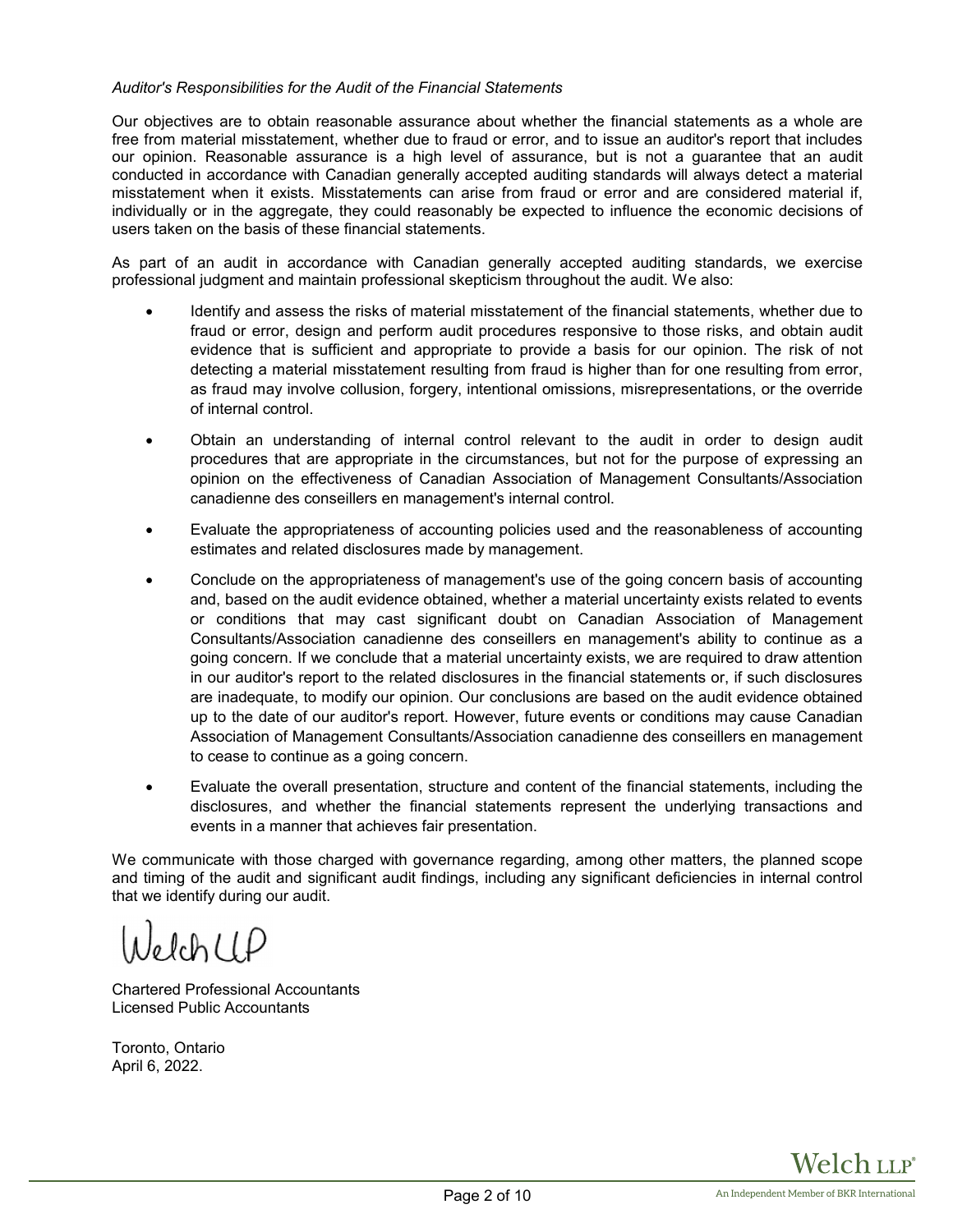*Auditor's Responsibilities for the Audit of the Financial Statements*

Our objectives are to obtain reasonable assurance about whether the financial statements as a whole are free from material misstatement, whether due to fraud or error, and to issue an auditor's report that includes our opinion. Reasonable assurance is a high level of assurance, but is not a guarantee that an audit conducted in accordance with Canadian generally accepted auditing standards will always detect a material misstatement when it exists. Misstatements can arise from fraud or error and are considered material if, individually or in the aggregate, they could reasonably be expected to influence the economic decisions of users taken on the basis of these financial statements.

As part of an audit in accordance with Canadian generally accepted auditing standards, we exercise professional judgment and maintain professional skepticism throughout the audit. We also:

- Identify and assess the risks of material misstatement of the financial statements, whether due to fraud or error, design and perform audit procedures responsive to those risks, and obtain audit evidence that is sufficient and appropriate to provide a basis for our opinion. The risk of not detecting a material misstatement resulting from fraud is higher than for one resulting from error, as fraud may involve collusion, forgery, intentional omissions, misrepresentations, or the override of internal control.
- Obtain an understanding of internal control relevant to the audit in order to design audit procedures that are appropriate in the circumstances, but not for the purpose of expressing an opinion on the effectiveness of Canadian Association of Management Consultants/Association canadienne des conseillers en management's internal control.
- Evaluate the appropriateness of accounting policies used and the reasonableness of accounting estimates and related disclosures made by management.
- Conclude on the appropriateness of management's use of the going concern basis of accounting and, based on the audit evidence obtained, whether a material uncertainty exists related to events or conditions that may cast significant doubt on Canadian Association of Management Consultants/Association canadienne des conseillers en management's ability to continue as a going concern. If we conclude that a material uncertainty exists, we are required to draw attention in our auditor's report to the related disclosures in the financial statements or, if such disclosures are inadequate, to modify our opinion. Our conclusions are based on the audit evidence obtained up to the date of our auditor's report. However, future events or conditions may cause Canadian Association of Management Consultants/Association canadienne des conseillers en management to cease to continue as a going concern.
- Evaluate the overall presentation, structure and content of the financial statements, including the disclosures, and whether the financial statements represent the underlying transactions and events in a manner that achieves fair presentation.

We communicate with those charged with governance regarding, among other matters, the planned scope and timing of the audit and significant audit findings, including any significant deficiencies in internal control that we identify during our audit.

Welch LLP

Chartered Professional Accountants
Licensed Public Accountants

Toronto, Ontario
April 6, 2022.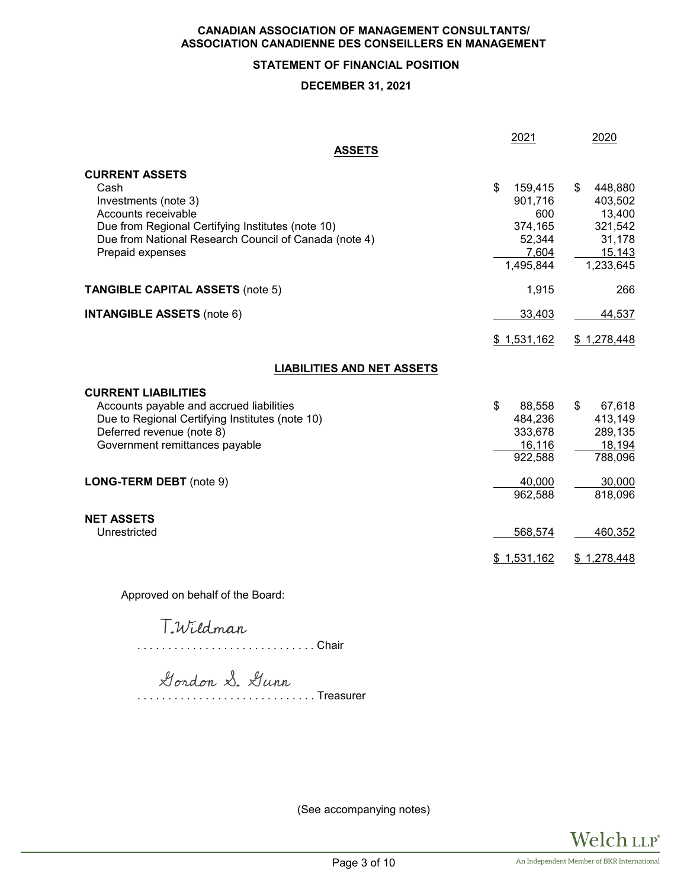**CANADIAN ASSOCIATION OF MANAGEMENT CONSULTANTS/**
**ASSOCIATION CANADIENNE DES CONSEILLERS EN MANAGEMENT**

**STATEMENT OF FINANCIAL POSITION**

**DECEMBER 31, 2021**

| | 2021 | 2020 |
|---|---|---|
| **ASSETS** | | |
| **CURRENT ASSETS** | | |
| Cash | $ 159,415 | $ 448,880 |
| Investments (note 3) | 901,716 | 403,502 |
| Accounts receivable | 600 | 13,400 |
| Due from Regional Certifying Institutes (note 10) | 374,165 | 321,542 |
| Due from National Research Council of Canada (note 4) | 52,344 | 31,178 |
| Prepaid expenses | 7,604 | 15,143 |
| | 1,495,844 | 1,233,645 |
| **TANGIBLE CAPITAL ASSETS** (note 5) | 1,915 | 266 |
| **INTANGIBLE ASSETS** (note 6) | 33,403 | 44,537 |
| | $ 1,531,162 | $ 1,278,448 |
| **LIABILITIES AND NET ASSETS** | | |
| **CURRENT LIABILITIES** | | |
| Accounts payable and accrued liabilities | $ 88,558 | $ 67,618 |
| Due to Regional Certifying Institutes (note 10) | 484,236 | 413,149 |
| Deferred revenue (note 8) | 333,678 | 289,135 |
| Government remittances payable | 16,116 | 18,194 |
| | 922,588 | 788,096 |
| **LONG-TERM DEBT** (note 9) | 40,000 | 30,000 |
| | 962,588 | 818,096 |
| **NET ASSETS** | | |
| Unrestricted | 568,574 | 460,352 |
| | $ 1,531,162 | $ 1,278,448 |

Approved on behalf of the Board:

T.Wildman
............................. Chair

Gordon S. Gunn
............................. Treasurer

(See accompanying notes)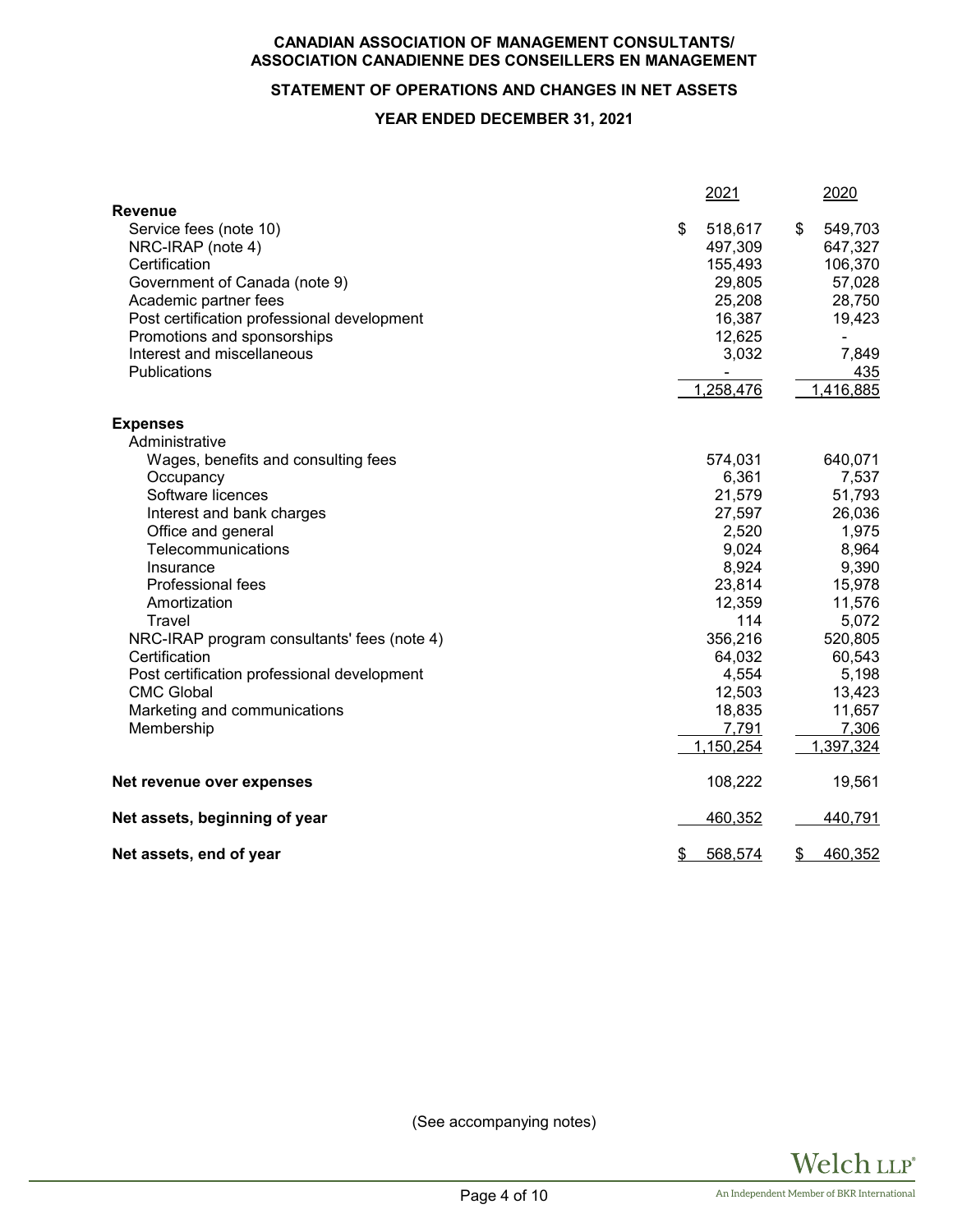**CANADIAN ASSOCIATION OF MANAGEMENT CONSULTANTS/ ASSOCIATION CANADIENNE DES CONSEILLERS EN MANAGEMENT**

**STATEMENT OF OPERATIONS AND CHANGES IN NET ASSETS**

**YEAR ENDED DECEMBER 31, 2021**

| | 2021 | 2020 |
|---|---|---|
| **Revenue** | | |
| Service fees (note 10) | $ 518,617 | $ 549,703 |
| NRC-IRAP (note 4) | 497,309 | 647,327 |
| Certification | 155,493 | 106,370 |
| Government of Canada (note 9) | 29,805 | 57,028 |
| Academic partner fees | 25,208 | 28,750 |
| Post certification professional development | 16,387 | 19,423 |
| Promotions and sponsorships | 12,625 | - |
| Interest and miscellaneous | 3,032 | 7,849 |
| Publications | - | 435 |
| | 1,258,476 | 1,416,885 |
| **Expenses** | | |
| Administrative | | |
| Wages, benefits and consulting fees | 574,031 | 640,071 |
| Occupancy | 6,361 | 7,537 |
| Software licences | 21,579 | 51,793 |
| Interest and bank charges | 27,597 | 26,036 |
| Office and general | 2,520 | 1,975 |
| Telecommunications | 9,024 | 8,964 |
| Insurance | 8,924 | 9,390 |
| Professional fees | 23,814 | 15,978 |
| Amortization | 12,359 | 11,576 |
| Travel | 114 | 5,072 |
| NRC-IRAP program consultants' fees (note 4) | 356,216 | 520,805 |
| Certification | 64,032 | 60,543 |
| Post certification professional development | 4,554 | 5,198 |
| CMC Global | 12,503 | 13,423 |
| Marketing and communications | 18,835 | 11,657 |
| Membership | 7,791 | 7,306 |
| | 1,150,254 | 1,397,324 |
| **Net revenue over expenses** | 108,222 | 19,561 |
| **Net assets, beginning of year** | 460,352 | 440,791 |
| **Net assets, end of year** | $ 568,574 | $ 460,352 |

(See accompanying notes)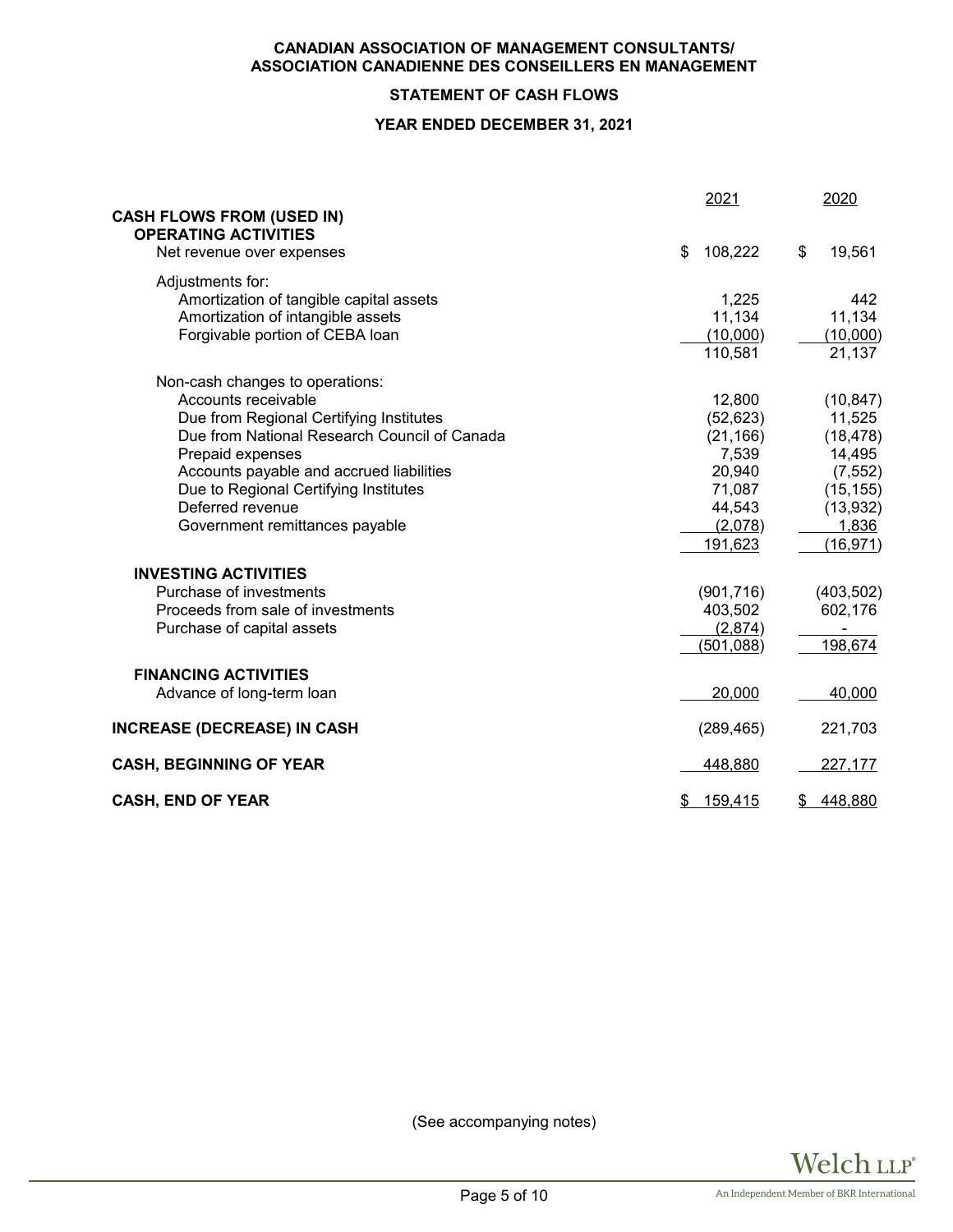**CANADIAN ASSOCIATION OF MANAGEMENT CONSULTANTS/
ASSOCIATION CANADIENNE DES CONSEILLERS EN MANAGEMENT**

**STATEMENT OF CASH FLOWS**

**YEAR ENDED DECEMBER 31, 2021**

| | 2021 | 2020 |
|---|---|---|
| **CASH FLOWS FROM (USED IN)** | | |
| **OPERATING ACTIVITIES** | | |
| Net revenue over expenses | $ 108,222 | $ 19,561 |
| Adjustments for: | | |
| Amortization of tangible capital assets | 1,225 | 442 |
| Amortization of intangible assets | 11,134 | 11,134 |
| Forgivable portion of CEBA loan | (10,000) | (10,000) |
| | 110,581 | 21,137 |
| Non-cash changes to operations: | | |
| Accounts receivable | 12,800 | (10,847) |
| Due from Regional Certifying Institutes | (52,623) | 11,525 |
| Due from National Research Council of Canada | (21,166) | (18,478) |
| Prepaid expenses | 7,539 | 14,495 |
| Accounts payable and accrued liabilities | 20,940 | (7,552) |
| Due to Regional Certifying Institutes | 71,087 | (15,155) |
| Deferred revenue | 44,543 | (13,932) |
| Government remittances payable | (2,078) | 1,836 |
| | 191,623 | (16,971) |
| **INVESTING ACTIVITIES** | | |
| Purchase of investments | (901,716) | (403,502) |
| Proceeds from sale of investments | 403,502 | 602,176 |
| Purchase of capital assets | (2,874) | - |
| | (501,088) | 198,674 |
| **FINANCING ACTIVITIES** | | |
| Advance of long-term loan | 20,000 | 40,000 |
| **INCREASE (DECREASE) IN CASH** | (289,465) | 221,703 |
| **CASH, BEGINNING OF YEAR** | 448,880 | 227,177 |
| **CASH, END OF YEAR** | $ 159,415 | $ 448,880 |

(See accompanying notes)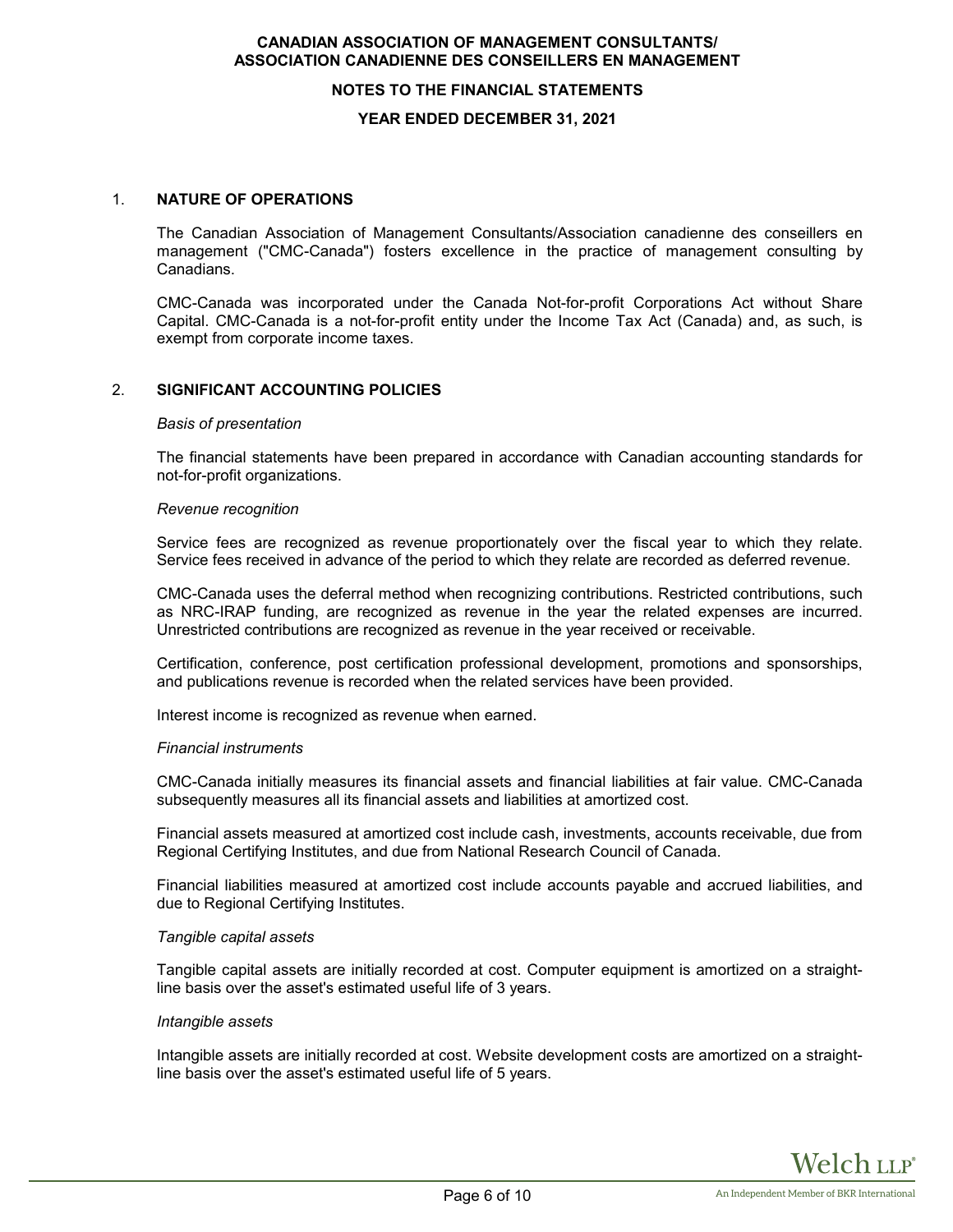# CANADIAN ASSOCIATION OF MANAGEMENT CONSULTANTS/ ASSOCIATION CANADIENNE DES CONSEILLERS EN MANAGEMENT

## NOTES TO THE FINANCIAL STATEMENTS

## YEAR ENDED DECEMBER 31, 2021

### 1. NATURE OF OPERATIONS

The Canadian Association of Management Consultants/Association canadienne des conseillers en management ("CMC-Canada") fosters excellence in the practice of management consulting by Canadians.

CMC-Canada was incorporated under the Canada Not-for-profit Corporations Act without Share Capital. CMC-Canada is a not-for-profit entity under the Income Tax Act (Canada) and, as such, is exempt from corporate income taxes.

### 2. SIGNIFICANT ACCOUNTING POLICIES

*Basis of presentation*

The financial statements have been prepared in accordance with Canadian accounting standards for not-for-profit organizations.

*Revenue recognition*

Service fees are recognized as revenue proportionately over the fiscal year to which they relate. Service fees received in advance of the period to which they relate are recorded as deferred revenue.

CMC-Canada uses the deferral method when recognizing contributions. Restricted contributions, such as NRC-IRAP funding, are recognized as revenue in the year the related expenses are incurred. Unrestricted contributions are recognized as revenue in the year received or receivable.

Certification, conference, post certification professional development, promotions and sponsorships, and publications revenue is recorded when the related services have been provided.

Interest income is recognized as revenue when earned.

*Financial instruments*

CMC-Canada initially measures its financial assets and financial liabilities at fair value. CMC-Canada subsequently measures all its financial assets and liabilities at amortized cost.

Financial assets measured at amortized cost include cash, investments, accounts receivable, due from Regional Certifying Institutes, and due from National Research Council of Canada.

Financial liabilities measured at amortized cost include accounts payable and accrued liabilities, and due to Regional Certifying Institutes.

*Tangible capital assets*

Tangible capital assets are initially recorded at cost. Computer equipment is amortized on a straight-line basis over the asset's estimated useful life of 3 years.

*Intangible assets*

Intangible assets are initially recorded at cost. Website development costs are amortized on a straight-line basis over the asset's estimated useful life of 5 years.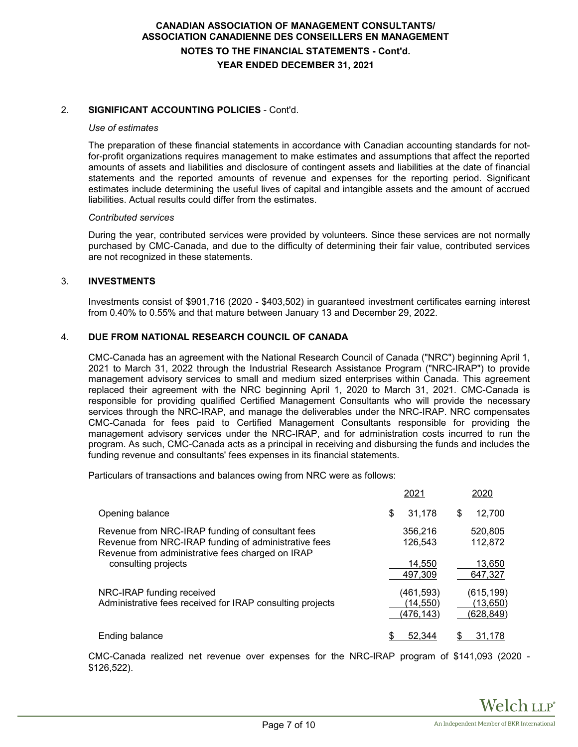## 2. SIGNIFICANT ACCOUNTING POLICIES - Cont'd.

*Use of estimates*

The preparation of these financial statements in accordance with Canadian accounting standards for not-for-profit organizations requires management to make estimates and assumptions that affect the reported amounts of assets and liabilities and disclosure of contingent assets and liabilities at the date of financial statements and the reported amounts of revenue and expenses for the reporting period. Significant estimates include determining the useful lives of capital and intangible assets and the amount of accrued liabilities. Actual results could differ from the estimates.

*Contributed services*

During the year, contributed services were provided by volunteers. Since these services are not normally purchased by CMC-Canada, and due to the difficulty of determining their fair value, contributed services are not recognized in these statements.

## 3. INVESTMENTS

Investments consist of $901,716 (2020 - $403,502) in guaranteed investment certificates earning interest from 0.40% to 0.55% and that mature between January 13 and December 29, 2022.

## 4. DUE FROM NATIONAL RESEARCH COUNCIL OF CANADA

CMC-Canada has an agreement with the National Research Council of Canada ("NRC") beginning April 1, 2021 to March 31, 2022 through the Industrial Research Assistance Program ("NRC-IRAP") to provide management advisory services to small and medium sized enterprises within Canada. This agreement replaced their agreement with the NRC beginning April 1, 2020 to March 31, 2021. CMC-Canada is responsible for providing qualified Certified Management Consultants who will provide the necessary services through the NRC-IRAP, and manage the deliverables under the NRC-IRAP. NRC compensates CMC-Canada for fees paid to Certified Management Consultants responsible for providing the management advisory services under the NRC-IRAP, and for administration costs incurred to run the program. As such, CMC-Canada acts as a principal in receiving and disbursing the funds and includes the funding revenue and consultants' fees expenses in its financial statements.

Particulars of transactions and balances owing from NRC were as follows:

| | 2021 | 2020 |
|---|---|---|
| Opening balance | $ 31,178 | $ 12,700 |
| Revenue from NRC-IRAP funding of consultant fees | 356,216 | 520,805 |
| Revenue from NRC-IRAP funding of administrative fees | 126,543 | 112,872 |
| Revenue from administrative fees charged on IRAP consulting projects | 14,550 | 13,650 |
| | 497,309 | 647,327 |
| NRC-IRAP funding received | (461,593) | (615,199) |
| Administrative fees received for IRAP consulting projects | (14,550) | (13,650) |
| | (476,143) | (628,849) |
| Ending balance | $ 52,344 | $ 31,178 |

CMC-Canada realized net revenue over expenses for the NRC-IRAP program of $141,093 (2020 - $126,522).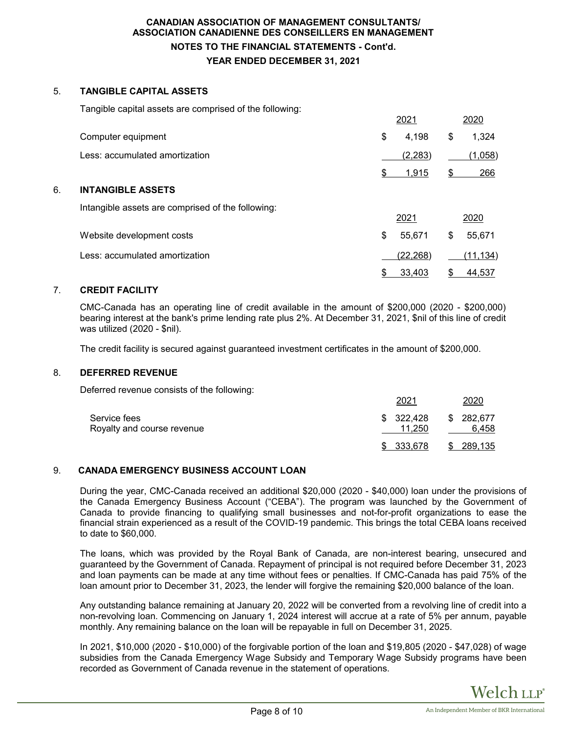## 5. TANGIBLE CAPITAL ASSETS

Tangible capital assets are comprised of the following:

| | 2021 | 2020 |
|---|---|---|
| Computer equipment | $ 4,198 | $ 1,324 |
| Less: accumulated amortization | (2,283) | (1,058) |
| | $ 1,915 | $ 266 |

## 6. INTANGIBLE ASSETS

Intangible assets are comprised of the following:

| | 2021 | 2020 |
|---|---|---|
| Website development costs | $ 55,671 | $ 55,671 |
| Less: accumulated amortization | (22,268) | (11,134) |
| | $ 33,403 | $ 44,537 |

## 7. CREDIT FACILITY

CMC-Canada has an operating line of credit available in the amount of $200,000 (2020 - $200,000) bearing interest at the bank's prime lending rate plus 2%. At December 31, 2021, $nil of this line of credit was utilized (2020 - $nil).

The credit facility is secured against guaranteed investment certificates in the amount of $200,000.

## 8. DEFERRED REVENUE

Deferred revenue consists of the following:

| | 2021 | 2020 |
|---|---|---|
| Service fees | $ 322,428 | $ 282,677 |
| Royalty and course revenue | 11,250 | 6,458 |
| | $ 333,678 | $ 289,135 |

## 9. CANADA EMERGENCY BUSINESS ACCOUNT LOAN

During the year, CMC-Canada received an additional $20,000 (2020 - $40,000) loan under the provisions of the Canada Emergency Business Account ("CEBA"). The program was launched by the Government of Canada to provide financing to qualifying small businesses and not-for-profit organizations to ease the financial strain experienced as a result of the COVID-19 pandemic. This brings the total CEBA loans received to date to $60,000.

The loans, which was provided by the Royal Bank of Canada, are non-interest bearing, unsecured and guaranteed by the Government of Canada. Repayment of principal is not required before December 31, 2023 and loan payments can be made at any time without fees or penalties. If CMC-Canada has paid 75% of the loan amount prior to December 31, 2023, the lender will forgive the remaining $20,000 balance of the loan.

Any outstanding balance remaining at January 20, 2022 will be converted from a revolving line of credit into a non-revolving loan. Commencing on January 1, 2024 interest will accrue at a rate of 5% per annum, payable monthly. Any remaining balance on the loan will be repayable in full on December 31, 2025.

In 2021, $10,000 (2020 - $10,000) of the forgivable portion of the loan and $19,805 (2020 - $47,028) of wage subsidies from the Canada Emergency Wage Subsidy and Temporary Wage Subsidy programs have been recorded as Government of Canada revenue in the statement of operations.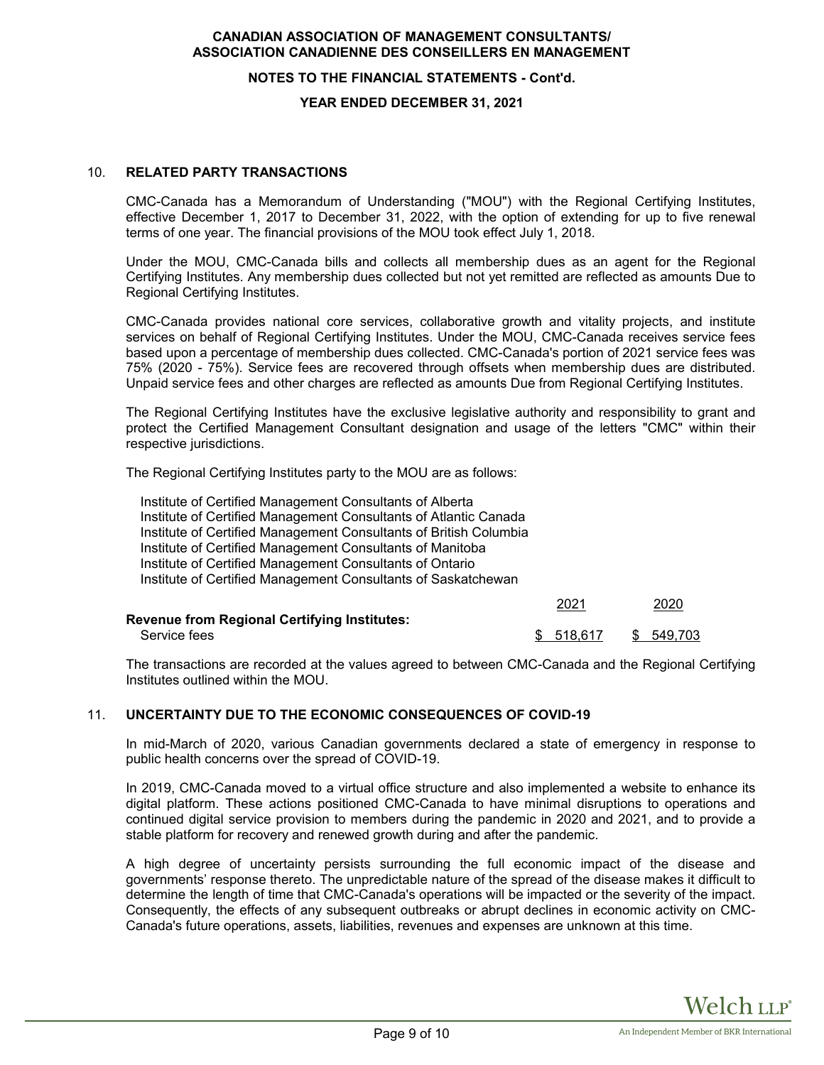## 10. RELATED PARTY TRANSACTIONS

CMC-Canada has a Memorandum of Understanding ("MOU") with the Regional Certifying Institutes, effective December 1, 2017 to December 31, 2022, with the option of extending for up to five renewal terms of one year. The financial provisions of the MOU took effect July 1, 2018.

Under the MOU, CMC-Canada bills and collects all membership dues as an agent for the Regional Certifying Institutes. Any membership dues collected but not yet remitted are reflected as amounts Due to Regional Certifying Institutes.

CMC-Canada provides national core services, collaborative growth and vitality projects, and institute services on behalf of Regional Certifying Institutes. Under the MOU, CMC-Canada receives service fees based upon a percentage of membership dues collected. CMC-Canada's portion of 2021 service fees was 75% (2020 - 75%). Service fees are recovered through offsets when membership dues are distributed. Unpaid service fees and other charges are reflected as amounts Due from Regional Certifying Institutes.

The Regional Certifying Institutes have the exclusive legislative authority and responsibility to grant and protect the Certified Management Consultant designation and usage of the letters "CMC" within their respective jurisdictions.

The Regional Certifying Institutes party to the MOU are as follows:

Institute of Certified Management Consultants of Alberta
Institute of Certified Management Consultants of Atlantic Canada
Institute of Certified Management Consultants of British Columbia
Institute of Certified Management Consultants of Manitoba
Institute of Certified Management Consultants of Ontario
Institute of Certified Management Consultants of Saskatchewan

| | 2021 | 2020 |
|---|---|---|
| **Revenue from Regional Certifying Institutes:** | | |
| Service fees | $ 518,617 | $ 549,703 |

The transactions are recorded at the values agreed to between CMC-Canada and the Regional Certifying Institutes outlined within the MOU.

## 11. UNCERTAINTY DUE TO THE ECONOMIC CONSEQUENCES OF COVID-19

In mid-March of 2020, various Canadian governments declared a state of emergency in response to public health concerns over the spread of COVID-19.

In 2019, CMC-Canada moved to a virtual office structure and also implemented a website to enhance its digital platform. These actions positioned CMC-Canada to have minimal disruptions to operations and continued digital service provision to members during the pandemic in 2020 and 2021, and to provide a stable platform for recovery and renewed growth during and after the pandemic.

A high degree of uncertainty persists surrounding the full economic impact of the disease and governments' response thereto. The unpredictable nature of the spread of the disease makes it difficult to determine the length of time that CMC-Canada's operations will be impacted or the severity of the impact. Consequently, the effects of any subsequent outbreaks or abrupt declines in economic activity on CMC-Canada's future operations, assets, liabilities, revenues and expenses are unknown at this time.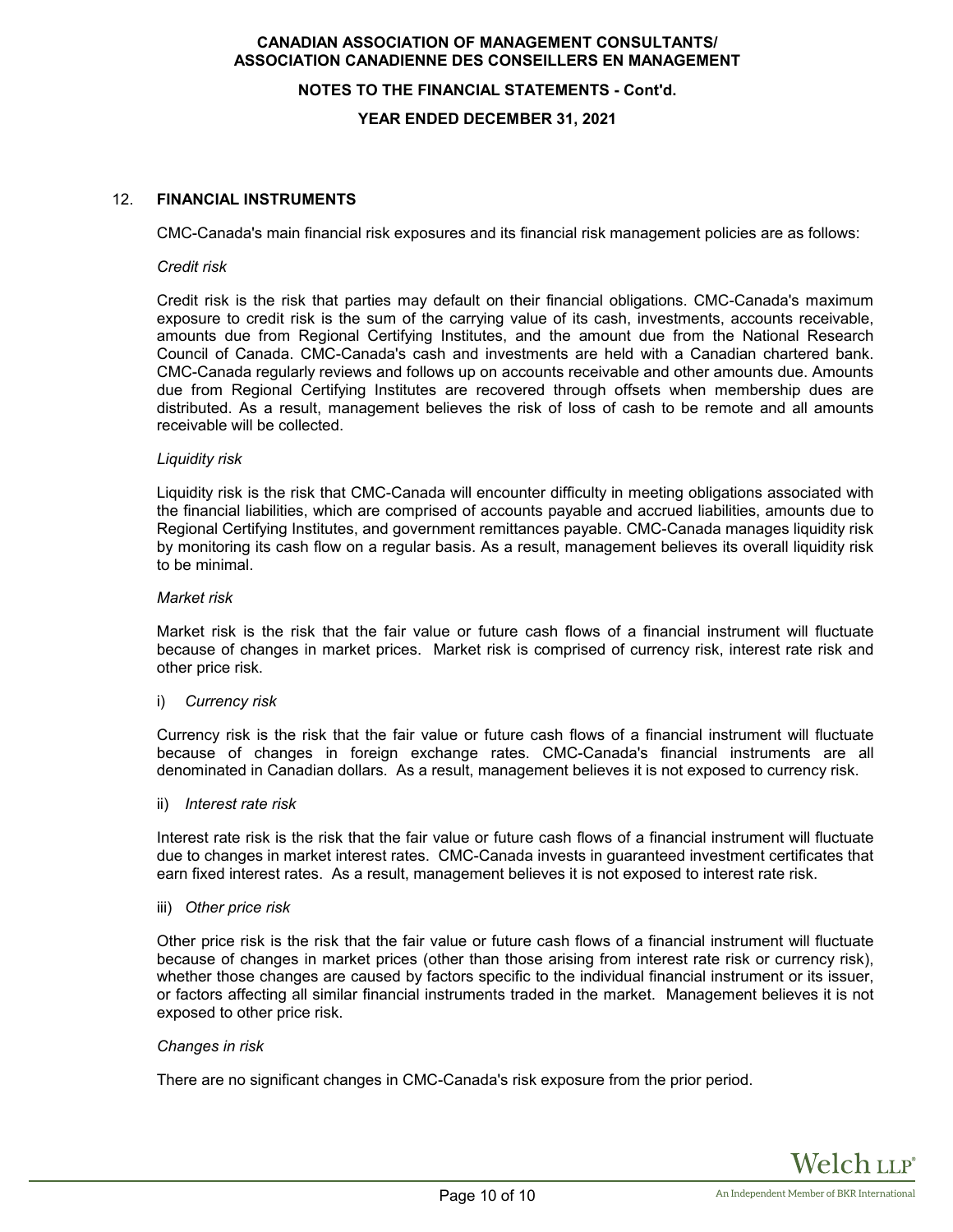## 12. FINANCIAL INSTRUMENTS

CMC-Canada's main financial risk exposures and its financial risk management policies are as follows:

*Credit risk*

Credit risk is the risk that parties may default on their financial obligations. CMC-Canada's maximum exposure to credit risk is the sum of the carrying value of its cash, investments, accounts receivable, amounts due from Regional Certifying Institutes, and the amount due from the National Research Council of Canada. CMC-Canada's cash and investments are held with a Canadian chartered bank. CMC-Canada regularly reviews and follows up on accounts receivable and other amounts due. Amounts due from Regional Certifying Institutes are recovered through offsets when membership dues are distributed. As a result, management believes the risk of loss of cash to be remote and all amounts receivable will be collected.

*Liquidity risk*

Liquidity risk is the risk that CMC-Canada will encounter difficulty in meeting obligations associated with the financial liabilities, which are comprised of accounts payable and accrued liabilities, amounts due to Regional Certifying Institutes, and government remittances payable. CMC-Canada manages liquidity risk by monitoring its cash flow on a regular basis. As a result, management believes its overall liquidity risk to be minimal.

*Market risk*

Market risk is the risk that the fair value or future cash flows of a financial instrument will fluctuate because of changes in market prices. Market risk is comprised of currency risk, interest rate risk and other price risk.

i) *Currency risk*

Currency risk is the risk that the fair value or future cash flows of a financial instrument will fluctuate because of changes in foreign exchange rates. CMC-Canada's financial instruments are all denominated in Canadian dollars. As a result, management believes it is not exposed to currency risk.

ii) *Interest rate risk*

Interest rate risk is the risk that the fair value or future cash flows of a financial instrument will fluctuate due to changes in market interest rates. CMC-Canada invests in guaranteed investment certificates that earn fixed interest rates. As a result, management believes it is not exposed to interest rate risk.

iii) *Other price risk*

Other price risk is the risk that the fair value or future cash flows of a financial instrument will fluctuate because of changes in market prices (other than those arising from interest rate risk or currency risk), whether those changes are caused by factors specific to the individual financial instrument or its issuer, or factors affecting all similar financial instruments traded in the market. Management believes it is not exposed to other price risk.

*Changes in risk*

There are no significant changes in CMC-Canada's risk exposure from the prior period.